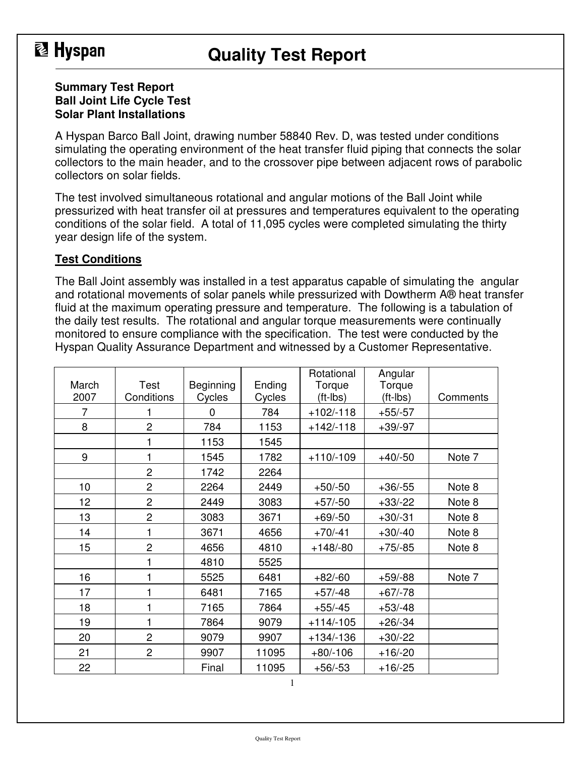# Hyspan Quality Test Report

**Summary Test Report**
**Ball Joint Life Cycle Test**
**Solar Plant Installations**

A Hyspan Barco Ball Joint, drawing number 58840 Rev. D, was tested under conditions simulating the operating environment of the heat transfer fluid piping that connects the solar collectors to the main header, and to the crossover pipe between adjacent rows of parabolic collectors on solar fields.

The test involved simultaneous rotational and angular motions of the Ball Joint while pressurized with heat transfer oil at pressures and temperatures equivalent to the operating conditions of the solar field. A total of 11,095 cycles were completed simulating the thirty year design life of the system.

## Test Conditions

The Ball Joint assembly was installed in a test apparatus capable of simulating the angular and rotational movements of solar panels while pressurized with Dowtherm A® heat transfer fluid at the maximum operating pressure and temperature. The following is a tabulation of the daily test results. The rotational and angular torque measurements were continually monitored to ensure compliance with the specification. The test were conducted by the Hyspan Quality Assurance Department and witnessed by a Customer Representative.

| March 2007 | Test Conditions | Beginning Cycles | Ending Cycles | Rotational Torque (ft-lbs) | Angular Torque (ft-lbs) | Comments |
|---|---|---|---|---|---|---|
| 7 | 1 | 0 | 784 | +102/-118 | +55/-57 | |
| 8 | 2 | 784 | 1153 | +142/-118 | +39/-97 | |
| | 1 | 1153 | 1545 | | | |
| 9 | 1 | 1545 | 1782 | +110/-109 | +40/-50 | Note 7 |
| | 2 | 1742 | 2264 | | | |
| 10 | 2 | 2264 | 2449 | +50/-50 | +36/-55 | Note 8 |
| 12 | 2 | 2449 | 3083 | +57/-50 | +33/-22 | Note 8 |
| 13 | 2 | 3083 | 3671 | +69/-50 | +30/-31 | Note 8 |
| 14 | 1 | 3671 | 4656 | +70/-41 | +30/-40 | Note 8 |
| 15 | 2 | 4656 | 4810 | +148/-80 | +75/-85 | Note 8 |
| | 1 | 4810 | 5525 | | | |
| 16 | 1 | 5525 | 6481 | +82/-60 | +59/-88 | Note 7 |
| 17 | 1 | 6481 | 7165 | +57/-48 | +67/-78 | |
| 18 | 1 | 7165 | 7864 | +55/-45 | +53/-48 | |
| 19 | 1 | 7864 | 9079 | +114/-105 | +26/-34 | |
| 20 | 2 | 9079 | 9907 | +134/-136 | +30/-22 | |
| 21 | 2 | 9907 | 11095 | +80/-106 | +16/-20 | |
| 22 | | Final | 11095 | +56/-53 | +16/-25 | |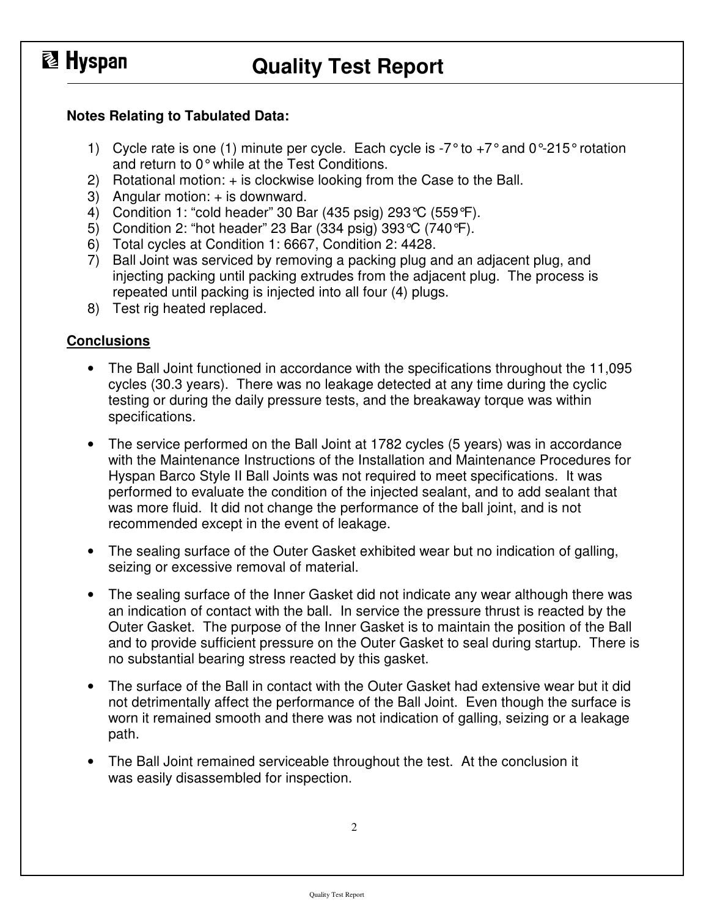# Quality Test Report

**Notes Relating to Tabulated Data:**

1) Cycle rate is one (1) minute per cycle. Each cycle is -7° to +7° and 0°-215° rotation and return to 0° while at the Test Conditions.
2) Rotational motion: + is clockwise looking from the Case to the Ball.
3) Angular motion: + is downward.
4) Condition 1: "cold header" 30 Bar (435 psig) 293°C (559°F).
5) Condition 2: "hot header" 23 Bar (334 psig) 393°C (740°F).
6) Total cycles at Condition 1: 6667, Condition 2: 4428.
7) Ball Joint was serviced by removing a packing plug and an adjacent plug, and injecting packing until packing extrudes from the adjacent plug. The process is repeated until packing is injected into all four (4) plugs.
8) Test rig heated replaced.

## Conclusions

- The Ball Joint functioned in accordance with the specifications throughout the 11,095 cycles (30.3 years). There was no leakage detected at any time during the cyclic testing or during the daily pressure tests, and the breakaway torque was within specifications.

- The service performed on the Ball Joint at 1782 cycles (5 years) was in accordance with the Maintenance Instructions of the Installation and Maintenance Procedures for Hyspan Barco Style II Ball Joints was not required to meet specifications. It was performed to evaluate the condition of the injected sealant, and to add sealant that was more fluid. It did not change the performance of the ball joint, and is not recommended except in the event of leakage.

- The sealing surface of the Outer Gasket exhibited wear but no indication of galling, seizing or excessive removal of material.

- The sealing surface of the Inner Gasket did not indicate any wear although there was an indication of contact with the ball. In service the pressure thrust is reacted by the Outer Gasket. The purpose of the Inner Gasket is to maintain the position of the Ball and to provide sufficient pressure on the Outer Gasket to seal during startup. There is no substantial bearing stress reacted by this gasket.

- The surface of the Ball in contact with the Outer Gasket had extensive wear but it did not detrimentally affect the performance of the Ball Joint. Even though the surface is worn it remained smooth and there was not indication of galling, seizing or a leakage path.

- The Ball Joint remained serviceable throughout the test. At the conclusion it was easily disassembled for inspection.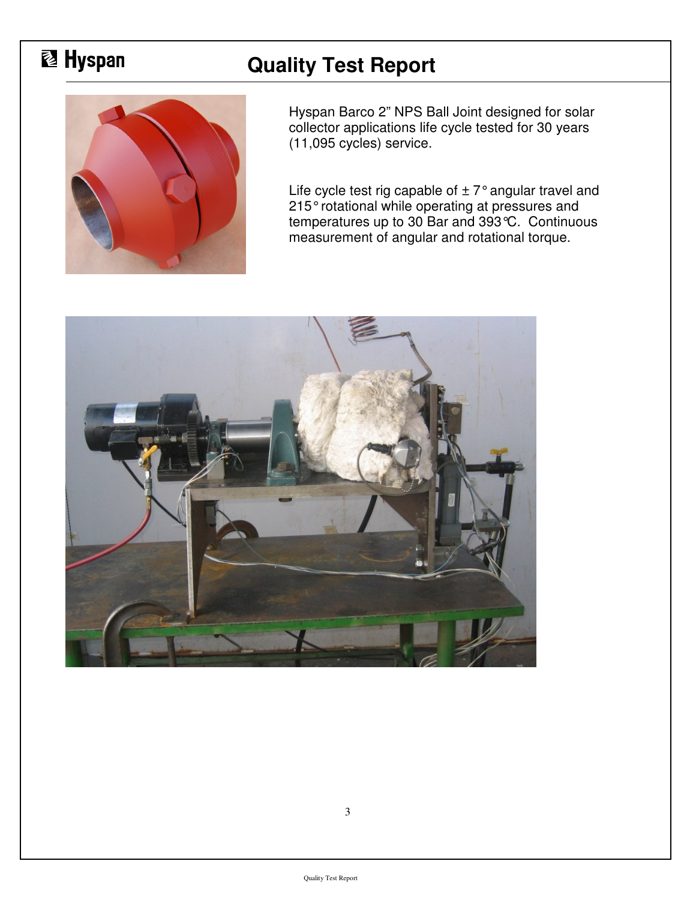# Quality Test Report

Hyspan Barco 2” NPS Ball Joint designed for solar collector applications life cycle tested for 30 years (11,095 cycles) service.

Life cycle test rig capable of ± 7° angular travel and 215° rotational while operating at pressures and temperatures up to 30 Bar and 393°C. Continuous measurement of angular and rotational torque.